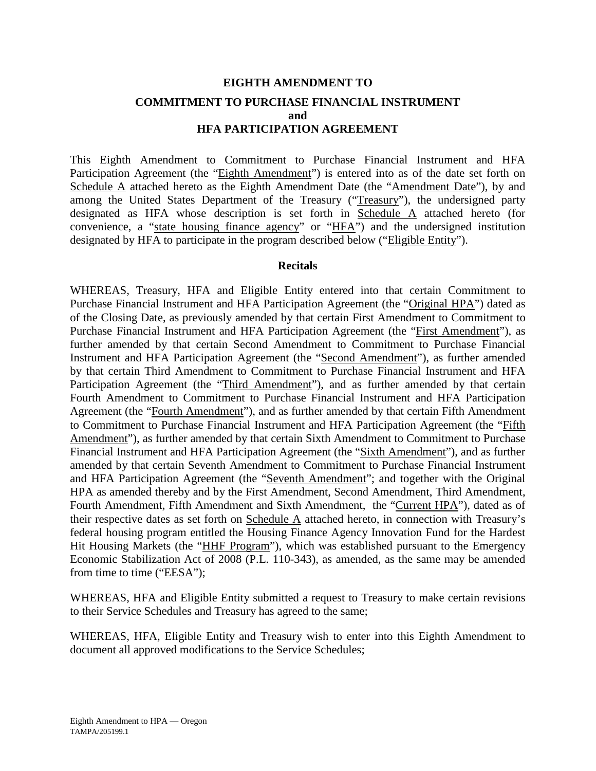**EIGHTH AMENDMENT TO**

**COMMITMENT TO PURCHASE FINANCIAL INSTRUMENT and HFA PARTICIPATION AGREEMENT**

This Eighth Amendment to Commitment to Purchase Financial Instrument and HFA Participation Agreement (the "Eighth Amendment") is entered into as of the date set forth on Schedule A attached hereto as the Eighth Amendment Date (the "Amendment Date"), by and among the United States Department of the Treasury ("Treasury"), the undersigned party designated as HFA whose description is set forth in Schedule A attached hereto (for convenience, a "state housing finance agency" or "HFA") and the undersigned institution designated by HFA to participate in the program described below ("Eligible Entity").

**Recitals**

WHEREAS, Treasury, HFA and Eligible Entity entered into that certain Commitment to Purchase Financial Instrument and HFA Participation Agreement (the "Original HPA") dated as of the Closing Date, as previously amended by that certain First Amendment to Commitment to Purchase Financial Instrument and HFA Participation Agreement (the "First Amendment"), as further amended by that certain Second Amendment to Commitment to Purchase Financial Instrument and HFA Participation Agreement (the "Second Amendment"), as further amended by that certain Third Amendment to Commitment to Purchase Financial Instrument and HFA Participation Agreement (the "Third Amendment"), and as further amended by that certain Fourth Amendment to Commitment to Purchase Financial Instrument and HFA Participation Agreement (the "Fourth Amendment"), and as further amended by that certain Fifth Amendment to Commitment to Purchase Financial Instrument and HFA Participation Agreement (the "Fifth Amendment"), as further amended by that certain Sixth Amendment to Commitment to Purchase Financial Instrument and HFA Participation Agreement (the "Sixth Amendment"), and as further amended by that certain Seventh Amendment to Commitment to Purchase Financial Instrument and HFA Participation Agreement (the "Seventh Amendment"; and together with the Original HPA as amended thereby and by the First Amendment, Second Amendment, Third Amendment, Fourth Amendment, Fifth Amendment and Sixth Amendment, the "Current HPA"), dated as of their respective dates as set forth on Schedule A attached hereto, in connection with Treasury's federal housing program entitled the Housing Finance Agency Innovation Fund for the Hardest Hit Housing Markets (the "HHF Program"), which was established pursuant to the Emergency Economic Stabilization Act of 2008 (P.L. 110-343), as amended, as the same may be amended from time to time ("EESA");

WHEREAS, HFA and Eligible Entity submitted a request to Treasury to make certain revisions to their Service Schedules and Treasury has agreed to the same;

WHEREAS, HFA, Eligible Entity and Treasury wish to enter into this Eighth Amendment to document all approved modifications to the Service Schedules;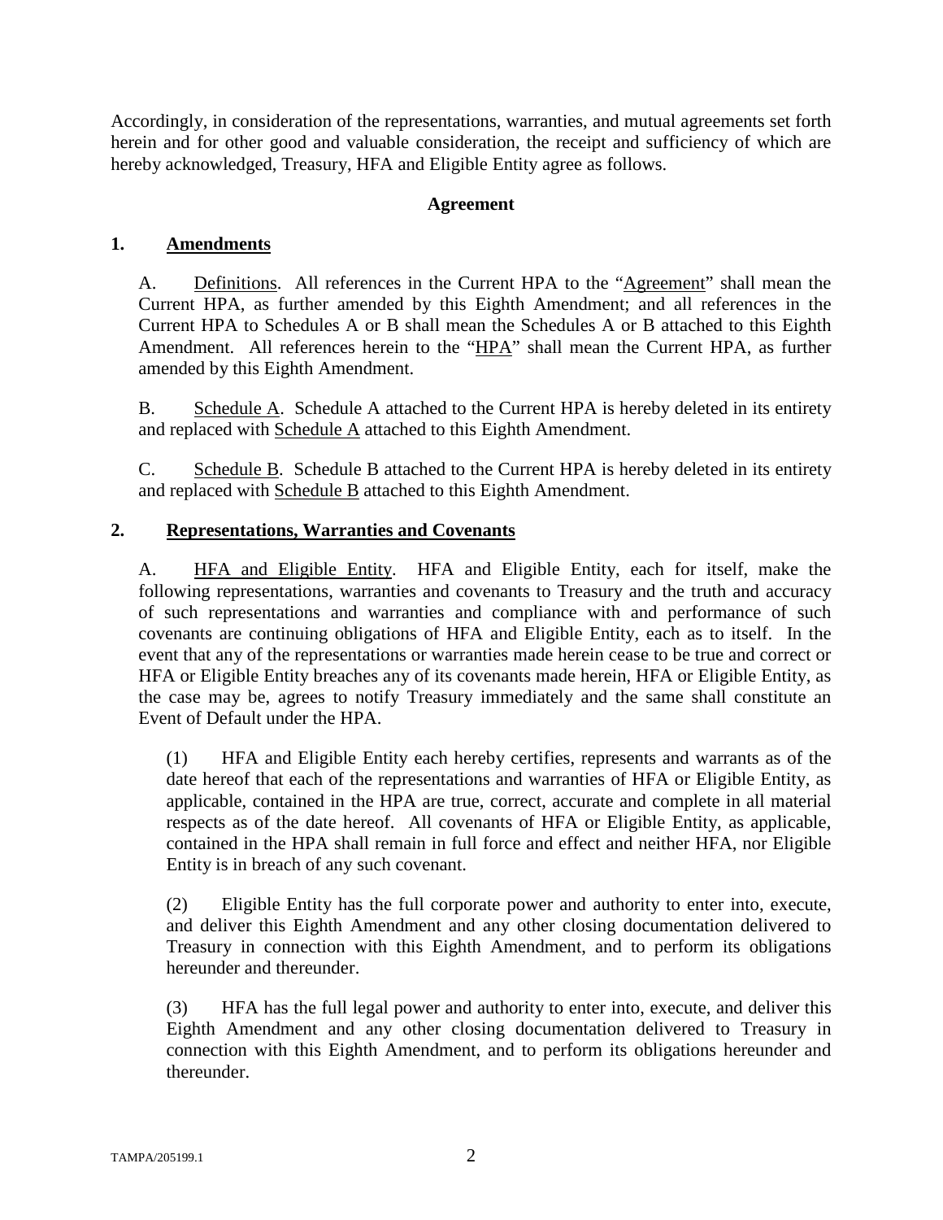Accordingly, in consideration of the representations, warranties, and mutual agreements set forth herein and for other good and valuable consideration, the receipt and sufficiency of which are hereby acknowledged, Treasury, HFA and Eligible Entity agree as follows.

**Agreement**

**1. Amendments**

A. Definitions. All references in the Current HPA to the "Agreement" shall mean the Current HPA, as further amended by this Eighth Amendment; and all references in the Current HPA to Schedules A or B shall mean the Schedules A or B attached to this Eighth Amendment. All references herein to the "HPA" shall mean the Current HPA, as further amended by this Eighth Amendment.

B. Schedule A. Schedule A attached to the Current HPA is hereby deleted in its entirety and replaced with Schedule A attached to this Eighth Amendment.

C. Schedule B. Schedule B attached to the Current HPA is hereby deleted in its entirety and replaced with Schedule B attached to this Eighth Amendment.

**2. Representations, Warranties and Covenants**

A. HFA and Eligible Entity. HFA and Eligible Entity, each for itself, make the following representations, warranties and covenants to Treasury and the truth and accuracy of such representations and warranties and compliance with and performance of such covenants are continuing obligations of HFA and Eligible Entity, each as to itself. In the event that any of the representations or warranties made herein cease to be true and correct or HFA or Eligible Entity breaches any of its covenants made herein, HFA or Eligible Entity, as the case may be, agrees to notify Treasury immediately and the same shall constitute an Event of Default under the HPA.

(1) HFA and Eligible Entity each hereby certifies, represents and warrants as of the date hereof that each of the representations and warranties of HFA or Eligible Entity, as applicable, contained in the HPA are true, correct, accurate and complete in all material respects as of the date hereof. All covenants of HFA or Eligible Entity, as applicable, contained in the HPA shall remain in full force and effect and neither HFA, nor Eligible Entity is in breach of any such covenant.

(2) Eligible Entity has the full corporate power and authority to enter into, execute, and deliver this Eighth Amendment and any other closing documentation delivered to Treasury in connection with this Eighth Amendment, and to perform its obligations hereunder and thereunder.

(3) HFA has the full legal power and authority to enter into, execute, and deliver this Eighth Amendment and any other closing documentation delivered to Treasury in connection with this Eighth Amendment, and to perform its obligations hereunder and thereunder.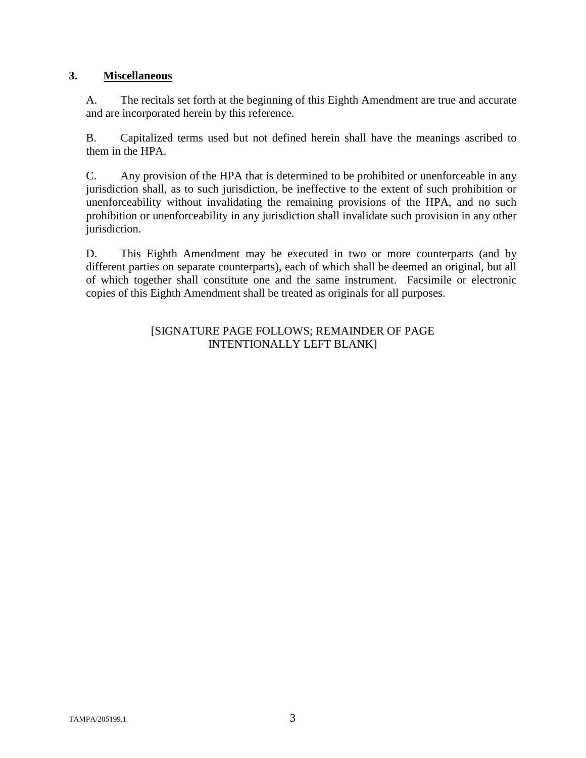**3. Miscellaneous**

A. The recitals set forth at the beginning of this Eighth Amendment are true and accurate and are incorporated herein by this reference.

B. Capitalized terms used but not defined herein shall have the meanings ascribed to them in the HPA.

C. Any provision of the HPA that is determined to be prohibited or unenforceable in any jurisdiction shall, as to such jurisdiction, be ineffective to the extent of such prohibition or unenforceability without invalidating the remaining provisions of the HPA, and no such prohibition or unenforceability in any jurisdiction shall invalidate such provision in any other jurisdiction.

D. This Eighth Amendment may be executed in two or more counterparts (and by different parties on separate counterparts), each of which shall be deemed an original, but all of which together shall constitute one and the same instrument. Facsimile or electronic copies of this Eighth Amendment shall be treated as originals for all purposes.

[SIGNATURE PAGE FOLLOWS; REMAINDER OF PAGE INTENTIONALLY LEFT BLANK]

TAMPA/205199.1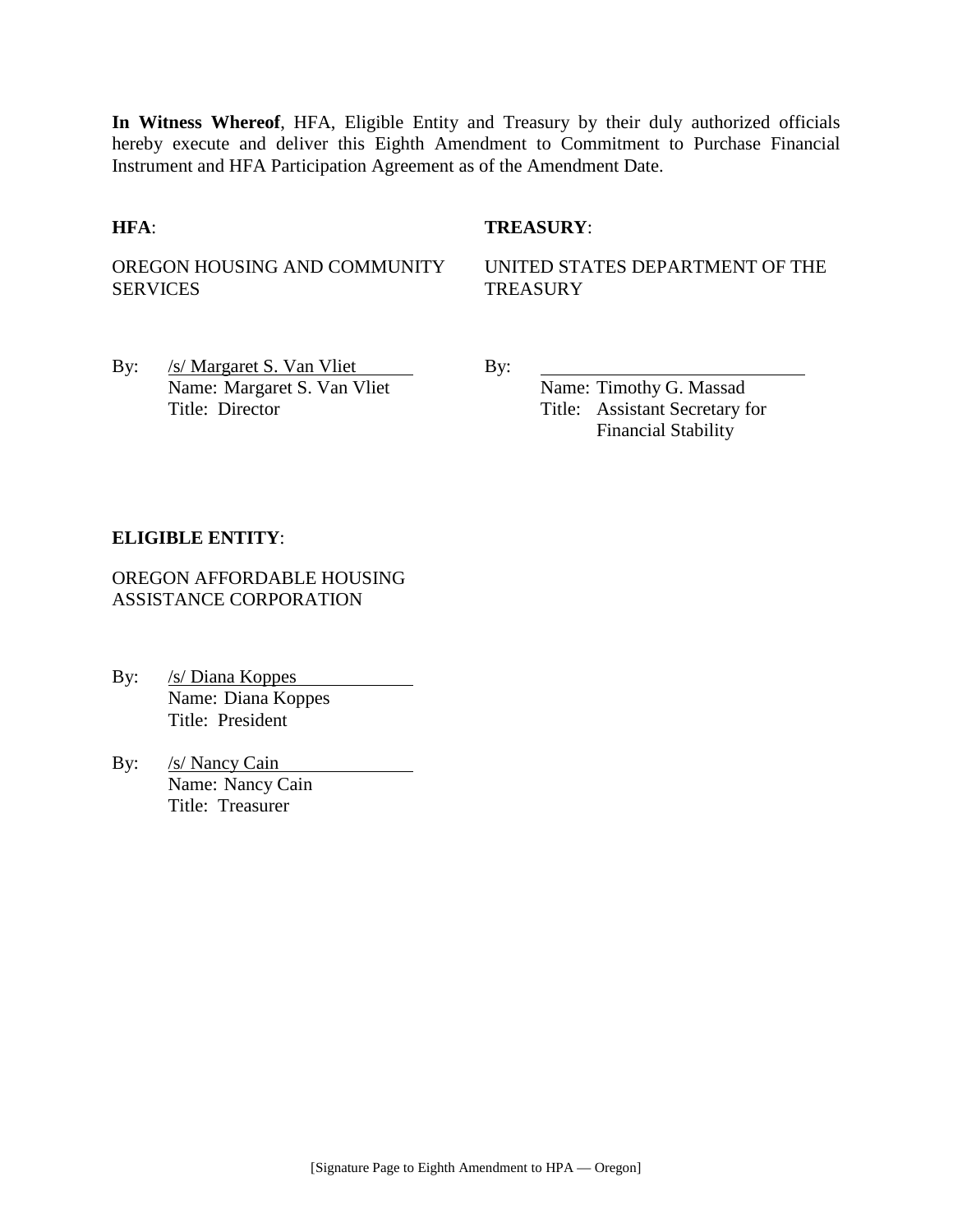**In Witness Whereof**, HFA, Eligible Entity and Treasury by their duly authorized officials hereby execute and deliver this Eighth Amendment to Commitment to Purchase Financial Instrument and HFA Participation Agreement as of the Amendment Date.

**HFA**:

OREGON HOUSING AND COMMUNITY SERVICES

By: /s/ Margaret S. Van Vliet
Name: Margaret S. Van Vliet
Title: Director

**TREASURY**:

UNITED STATES DEPARTMENT OF THE TREASURY

By: ______________________________
Name: Timothy G. Massad
Title: Assistant Secretary for Financial Stability

**ELIGIBLE ENTITY**:

OREGON AFFORDABLE HOUSING ASSISTANCE CORPORATION

By: /s/ Diana Koppes
Name: Diana Koppes
Title: President

By: /s/ Nancy Cain
Name: Nancy Cain
Title: Treasurer

[Signature Page to Eighth Amendment to HPA — Oregon]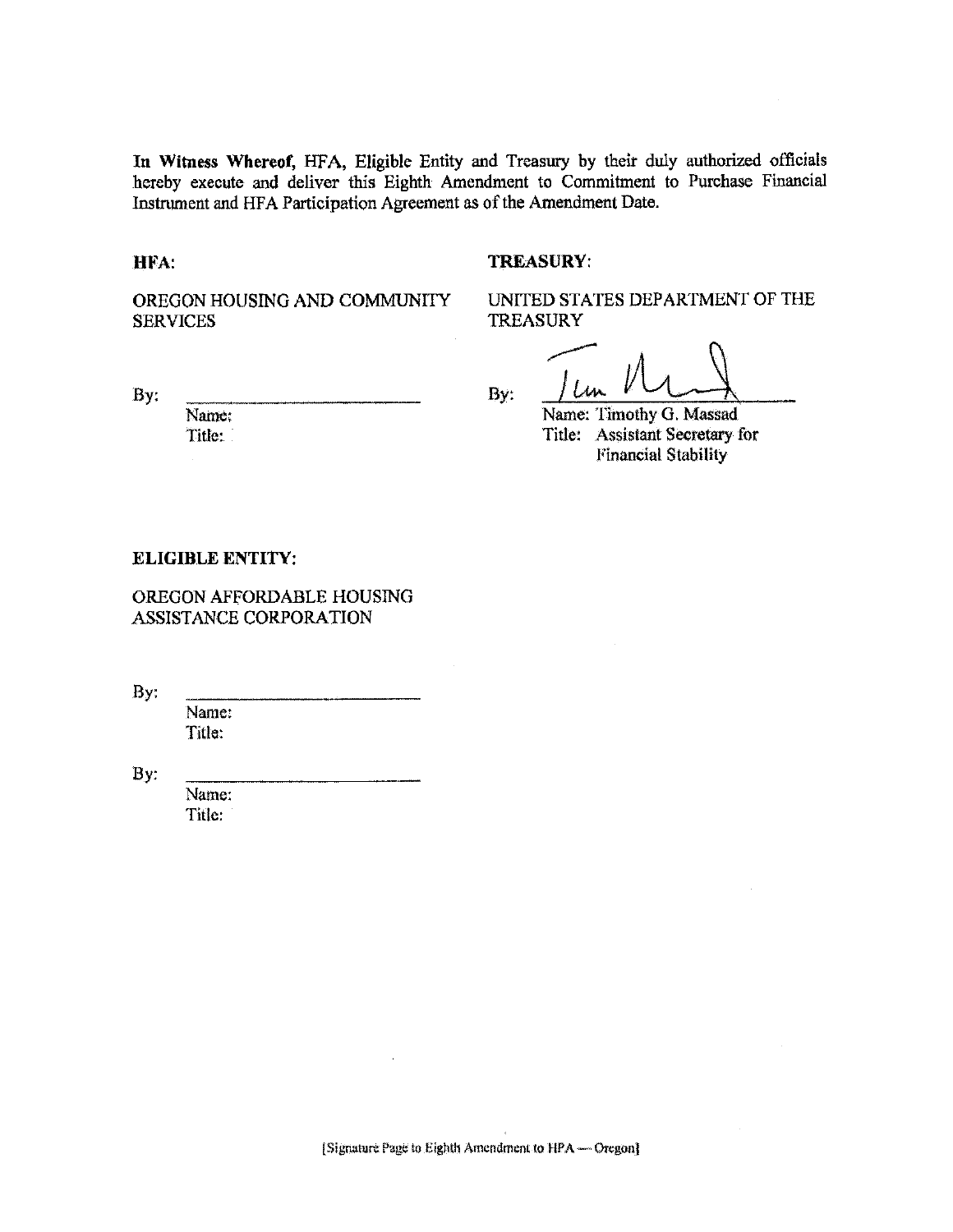**In Witness Whereof,** HFA, Eligible Entity and Treasury by their duly authorized officials hereby execute and deliver this Eighth Amendment to Commitment to Purchase Financial Instrument and HFA Participation Agreement as of the Amendment Date.

**HFA:**

OREGON HOUSING AND COMMUNITY SERVICES

By: \_\_\_\_\_\_\_\_\_\_\_\_\_\_\_\_\_\_\_\_\_\_\_\_\_\_

Name:

Title:

**TREASURY:**

UNITED STATES DEPARTMENT OF THE TREASURY

By: \_\_\_\_\_\_\_\_\_\_\_\_\_\_\_\_\_\_\_\_\_\_\_\_\_\_

Name: Timothy G. Massad

Title: Assistant Secretary for Financial Stability

**ELIGIBLE ENTITY:**

OREGON AFFORDABLE HOUSING ASSISTANCE CORPORATION

By: \_\_\_\_\_\_\_\_\_\_\_\_\_\_\_\_\_\_\_\_\_\_\_\_\_\_

Name:

Title:

By: \_\_\_\_\_\_\_\_\_\_\_\_\_\_\_\_\_\_\_\_\_\_\_\_\_\_

Name:

Title:

[Signature Page to Eighth Amendment to HPA — Oregon]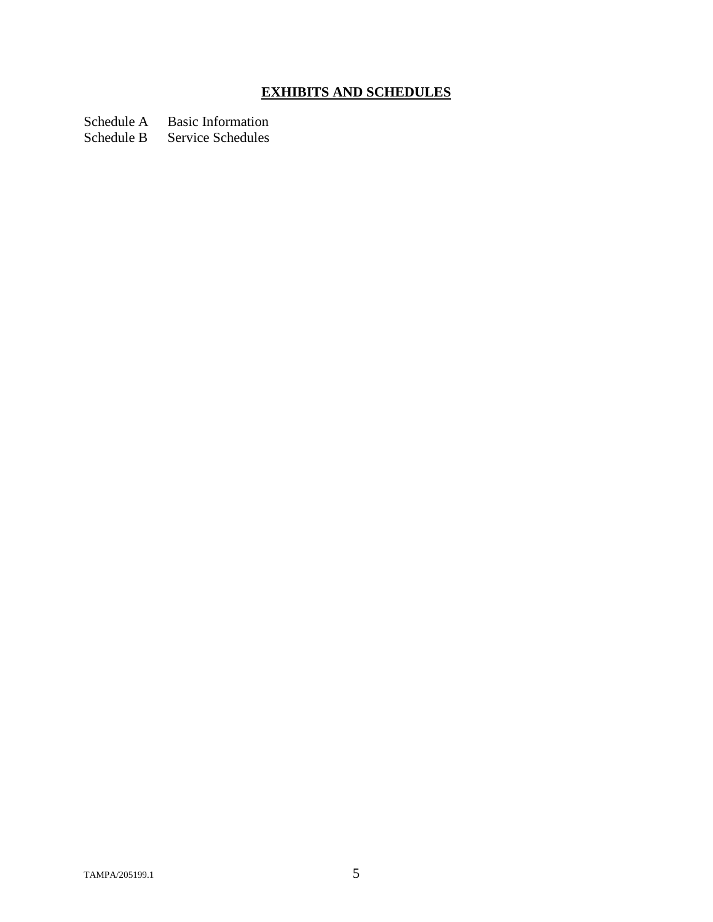# EXHIBITS AND SCHEDULES

| | |
|---|---|
| Schedule A | Basic Information |
| Schedule B | Service Schedules |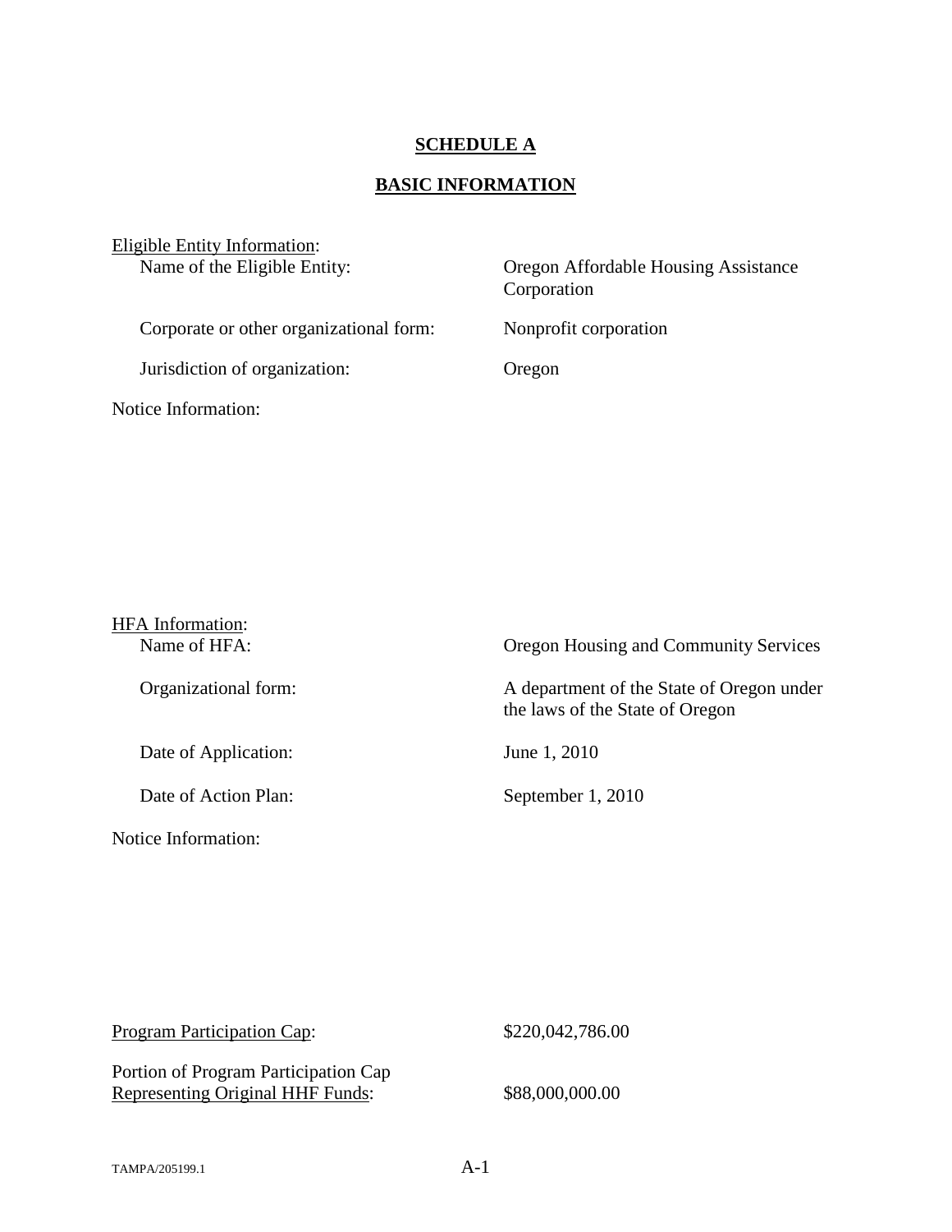# SCHEDULE A

## BASIC INFORMATION

Eligible Entity Information:

| | |
|---|---|
| Name of the Eligible Entity: | Oregon Affordable Housing Assistance Corporation |
| Corporate or other organizational form: | Nonprofit corporation |
| Jurisdiction of organization: | Oregon |

Notice Information:

HFA Information:

| | |
|---|---|
| Name of HFA: | Oregon Housing and Community Services |
| Organizational form: | A department of the State of Oregon under the laws of the State of Oregon |
| Date of Application: | June 1, 2010 |
| Date of Action Plan: | September 1, 2010 |

Notice Information:

| | |
|---|---|
| Program Participation Cap: | $220,042,786.00 |
| Portion of Program Participation Cap Representing Original HHF Funds: | $88,000,000.00 |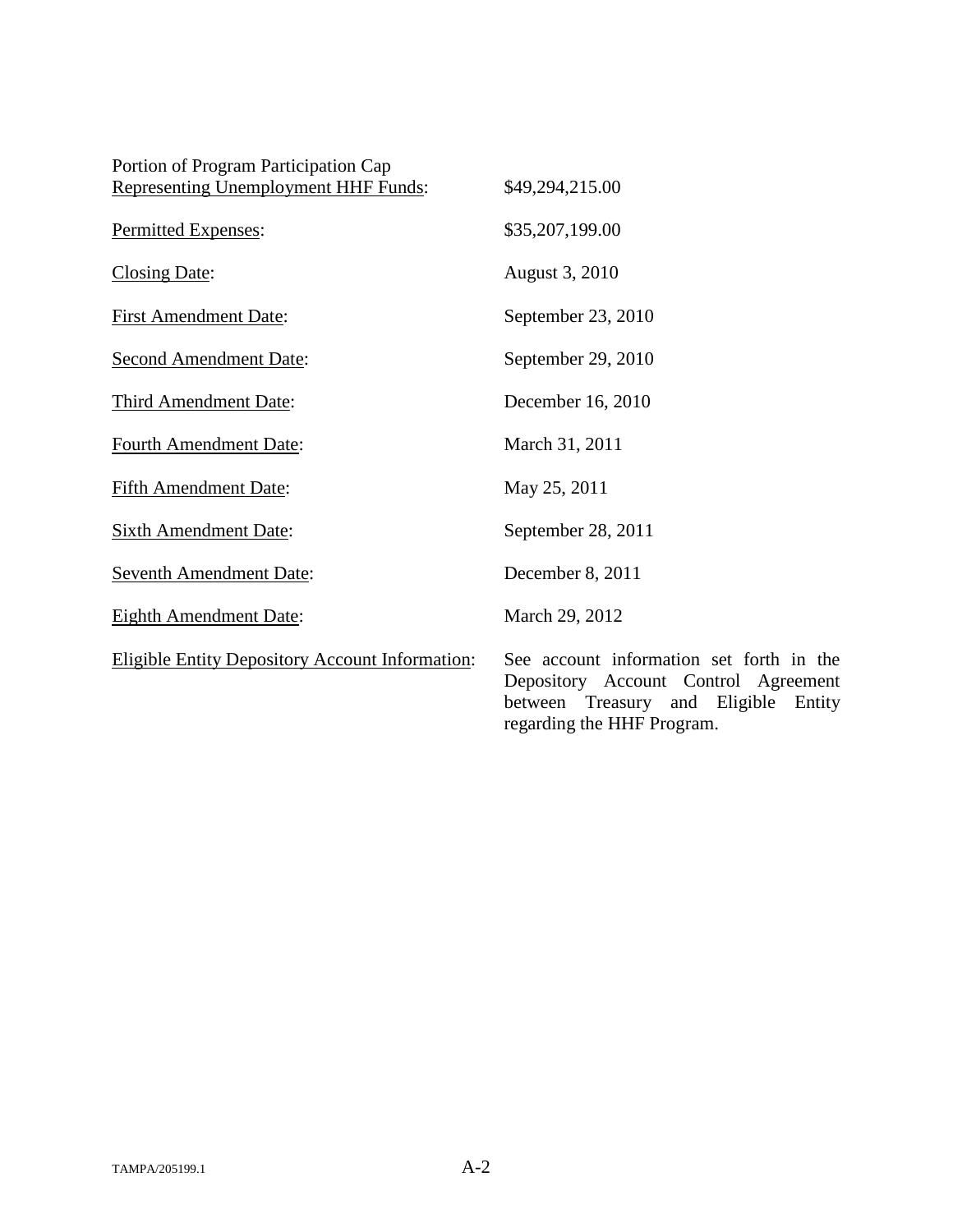| | |
|---|---|
| Portion of Program Participation Cap <u>Representing Unemployment HHF Funds</u>: | \$49,294,215.00 |
| <u>Permitted Expenses</u>: | \$35,207,199.00 |
| <u>Closing Date</u>: | August 3, 2010 |
| <u>First Amendment Date</u>: | September 23, 2010 |
| <u>Second Amendment Date</u>: | September 29, 2010 |
| <u>Third Amendment Date</u>: | December 16, 2010 |
| <u>Fourth Amendment Date</u>: | March 31, 2011 |
| <u>Fifth Amendment Date</u>: | May 25, 2011 |
| <u>Sixth Amendment Date</u>: | September 28, 2011 |
| <u>Seventh Amendment Date</u>: | December 8, 2011 |
| <u>Eighth Amendment Date</u>: | March 29, 2012 |
| <u>Eligible Entity Depository Account Information</u>: | See account information set forth in the Depository Account Control Agreement between Treasury and Eligible Entity regarding the HHF Program. |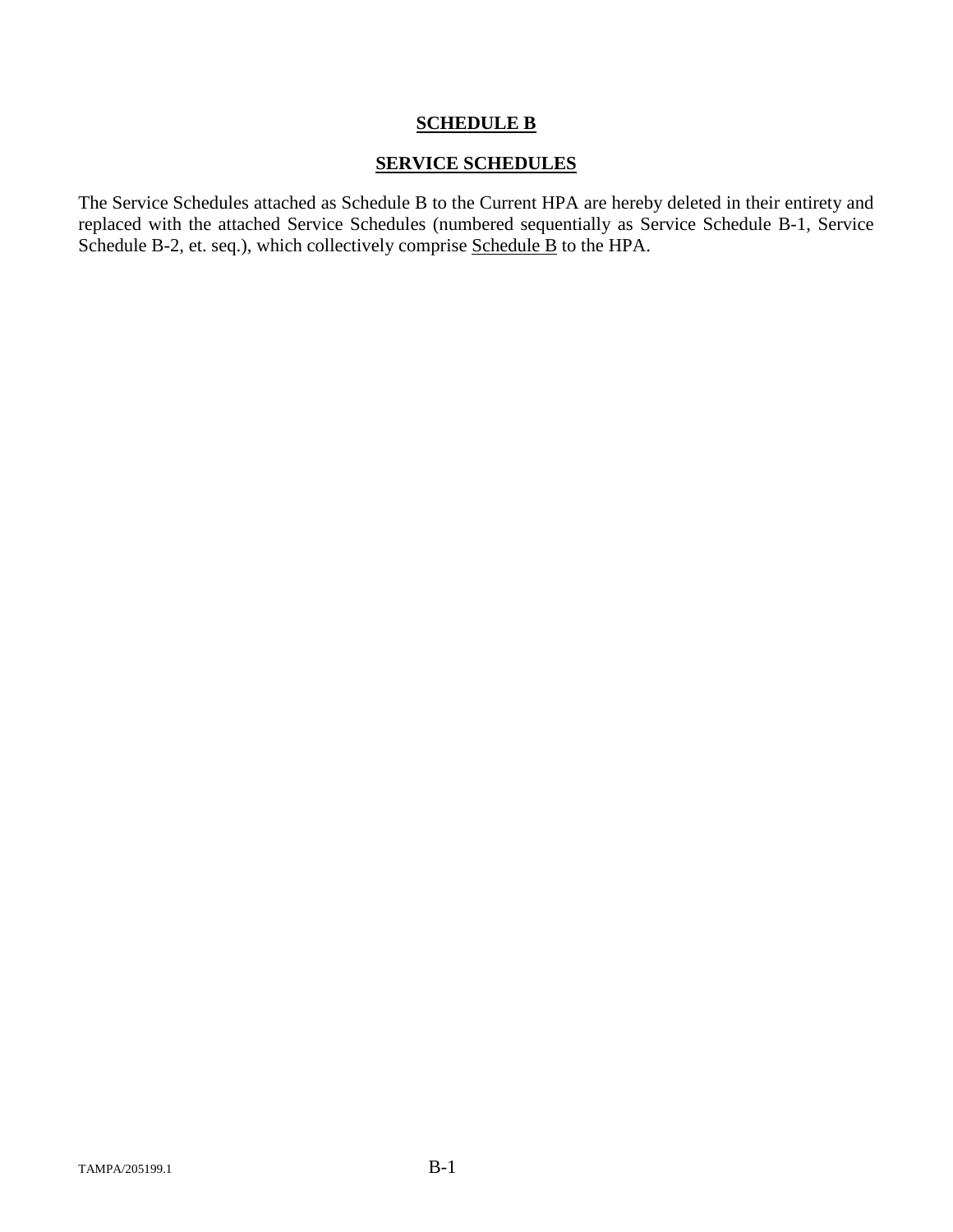# **SCHEDULE B**

## **SERVICE SCHEDULES**

The Service Schedules attached as Schedule B to the Current HPA are hereby deleted in their entirety and replaced with the attached Service Schedules (numbered sequentially as Service Schedule B-1, Service Schedule B-2, et. seq.), which collectively comprise Schedule B to the HPA.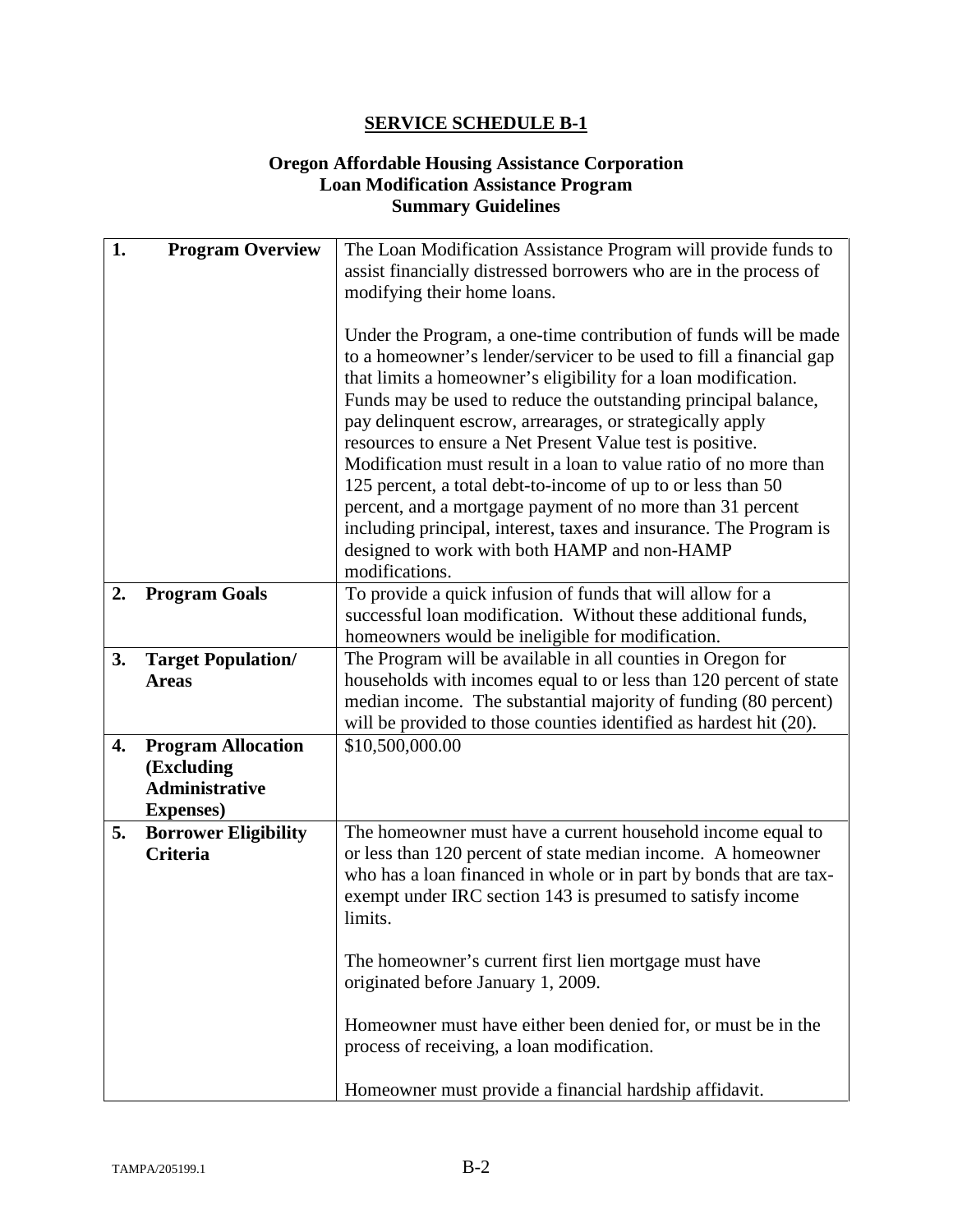## SERVICE SCHEDULE B-1

### Oregon Affordable Housing Assistance Corporation
### Loan Modification Assistance Program
### Summary Guidelines

| | | |
|---|---|---|
| 1. | **Program Overview** | The Loan Modification Assistance Program will provide funds to assist financially distressed borrowers who are in the process of modifying their home loans.<br><br>Under the Program, a one-time contribution of funds will be made to a homeowner's lender/servicer to be used to fill a financial gap that limits a homeowner's eligibility for a loan modification. Funds may be used to reduce the outstanding principal balance, pay delinquent escrow, arrearages, or strategically apply resources to ensure a Net Present Value test is positive. Modification must result in a loan to value ratio of no more than 125 percent, a total debt-to-income of up to or less than 50 percent, and a mortgage payment of no more than 31 percent including principal, interest, taxes and insurance. The Program is designed to work with both HAMP and non-HAMP modifications. |
| 2. | **Program Goals** | To provide a quick infusion of funds that will allow for a successful loan modification. Without these additional funds, homeowners would be ineligible for modification. |
| 3. | **Target Population/ Areas** | The Program will be available in all counties in Oregon for households with incomes equal to or less than 120 percent of state median income. The substantial majority of funding (80 percent) will be provided to those counties identified as hardest hit (20). |
| 4. | **Program Allocation (Excluding Administrative Expenses)** | $10,500,000.00 |
| 5. | **Borrower Eligibility Criteria** | The homeowner must have a current household income equal to or less than 120 percent of state median income. A homeowner who has a loan financed in whole or in part by bonds that are tax-exempt under IRC section 143 is presumed to satisfy income limits.<br><br>The homeowner's current first lien mortgage must have originated before January 1, 2009.<br><br>Homeowner must have either been denied for, or must be in the process of receiving, a loan modification.<br><br>Homeowner must provide a financial hardship affidavit. |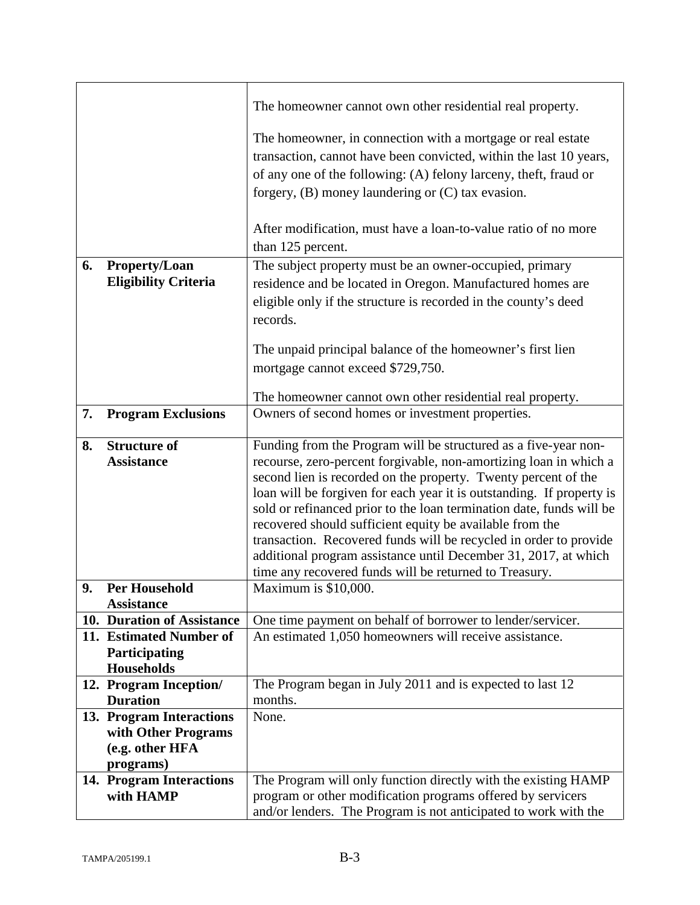| | |
|---|---|
| | The homeowner cannot own other residential real property.<br><br>The homeowner, in connection with a mortgage or real estate transaction, cannot have been convicted, within the last 10 years, of any one of the following: (A) felony larceny, theft, fraud or forgery, (B) money laundering or (C) tax evasion.<br><br>After modification, must have a loan-to-value ratio of no more than 125 percent. |
| **6. Property/Loan Eligibility Criteria** | The subject property must be an owner-occupied, primary residence and be located in Oregon. Manufactured homes are eligible only if the structure is recorded in the county's deed records.<br><br>The unpaid principal balance of the homeowner's first lien mortgage cannot exceed $729,750.<br><br>The homeowner cannot own other residential real property. |
| **7. Program Exclusions** | Owners of second homes or investment properties. |
| **8. Structure of Assistance** | Funding from the Program will be structured as a five-year non-recourse, zero-percent forgivable, non-amortizing loan in which a second lien is recorded on the property. Twenty percent of the loan will be forgiven for each year it is outstanding. If property is sold or refinanced prior to the loan termination date, funds will be recovered should sufficient equity be available from the transaction. Recovered funds will be recycled in order to provide additional program assistance until December 31, 2017, at which time any recovered funds will be returned to Treasury. |
| **9. Per Household Assistance** | Maximum is $10,000. |
| **10. Duration of Assistance** | One time payment on behalf of borrower to lender/servicer. |
| **11. Estimated Number of Participating Households** | An estimated 1,050 homeowners will receive assistance. |
| **12. Program Inception/ Duration** | The Program began in July 2011 and is expected to last 12 months. |
| **13. Program Interactions with Other Programs (e.g. other HFA programs)** | None. |
| **14. Program Interactions with HAMP** | The Program will only function directly with the existing HAMP program or other modification programs offered by servicers and/or lenders. The Program is not anticipated to work with the |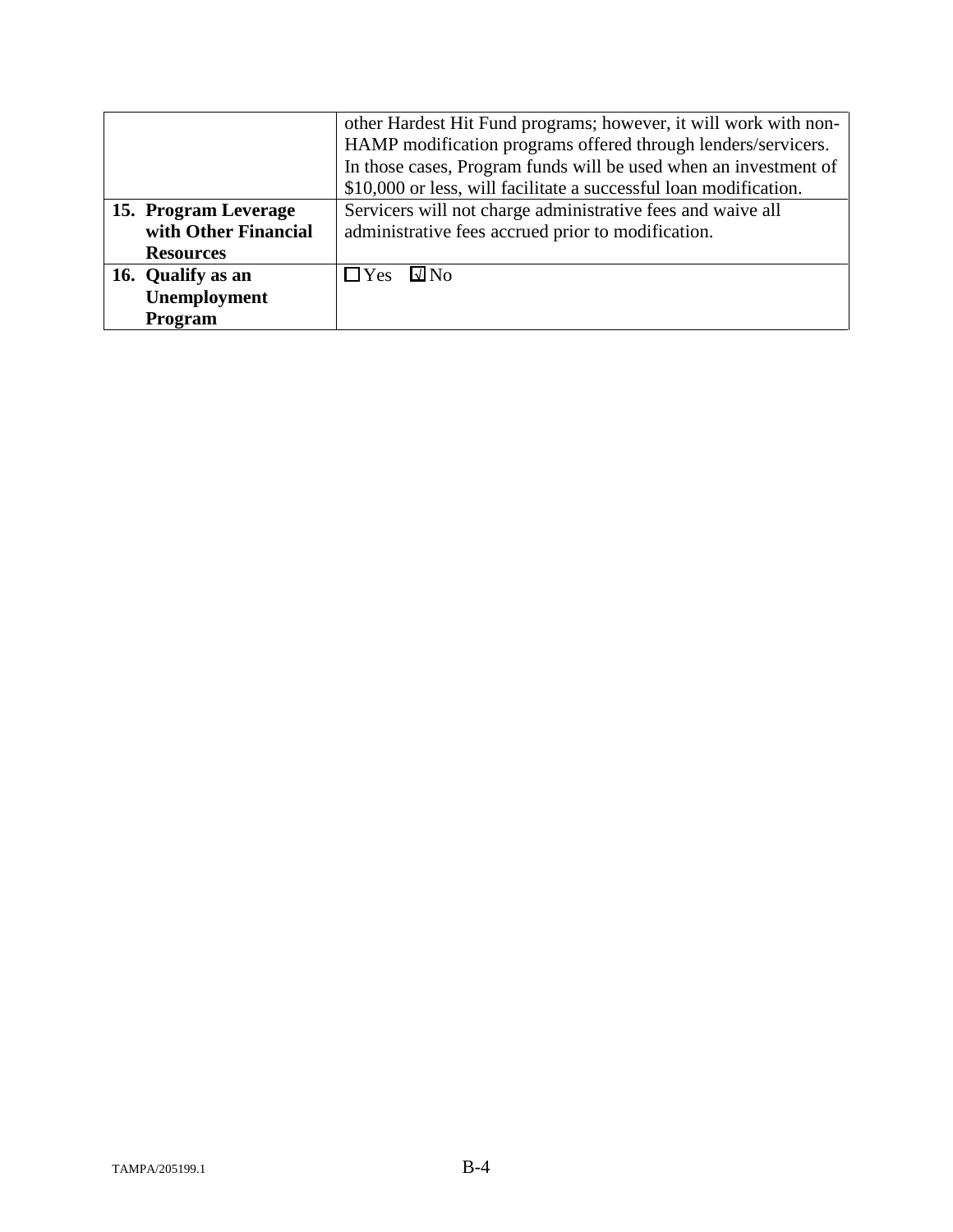| | |
|---|---|
| | other Hardest Hit Fund programs; however, it will work with non-HAMP modification programs offered through lenders/servicers. In those cases, Program funds will be used when an investment of $10,000 or less, will facilitate a successful loan modification. |
| **15. Program Leverage with Other Financial Resources** | Servicers will not charge administrative fees and waive all administrative fees accrued prior to modification. |
| **16. Qualify as an Unemployment Program** | ☐ Yes ☑ No |

TAMPA/205199.1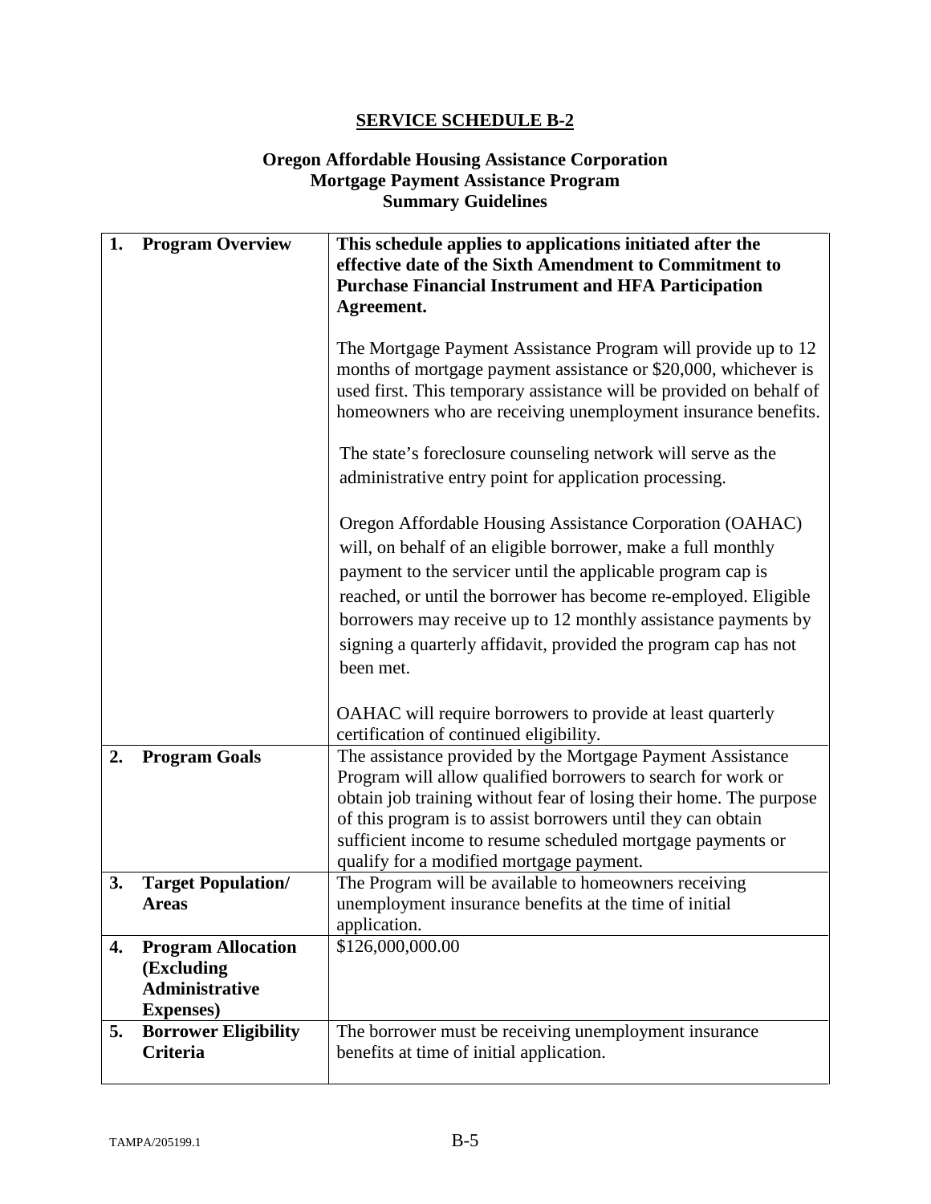# SERVICE SCHEDULE B-2

**Oregon Affordable Housing Assistance Corporation**
**Mortgage Payment Assistance Program**
**Summary Guidelines**

| | |
|---|---|
| **1. Program Overview** | **This schedule applies to applications initiated after the effective date of the Sixth Amendment to Commitment to Purchase Financial Instrument and HFA Participation Agreement.**<br><br>The Mortgage Payment Assistance Program will provide up to 12 months of mortgage payment assistance or \$20,000, whichever is used first. This temporary assistance will be provided on behalf of homeowners who are receiving unemployment insurance benefits.<br><br>The state's foreclosure counseling network will serve as the administrative entry point for application processing.<br><br>Oregon Affordable Housing Assistance Corporation (OAHAC) will, on behalf of an eligible borrower, make a full monthly payment to the servicer until the applicable program cap is reached, or until the borrower has become re-employed. Eligible borrowers may receive up to 12 monthly assistance payments by signing a quarterly affidavit, provided the program cap has not been met.<br><br>OAHAC will require borrowers to provide at least quarterly certification of continued eligibility. |
| **2. Program Goals** | The assistance provided by the Mortgage Payment Assistance Program will allow qualified borrowers to search for work or obtain job training without fear of losing their home. The purpose of this program is to assist borrowers until they can obtain sufficient income to resume scheduled mortgage payments or qualify for a modified mortgage payment. |
| **3. Target Population/ Areas** | The Program will be available to homeowners receiving unemployment insurance benefits at the time of initial application. |
| **4. Program Allocation (Excluding Administrative Expenses)** | \$126,000,000.00 |
| **5. Borrower Eligibility Criteria** | The borrower must be receiving unemployment insurance benefits at time of initial application. |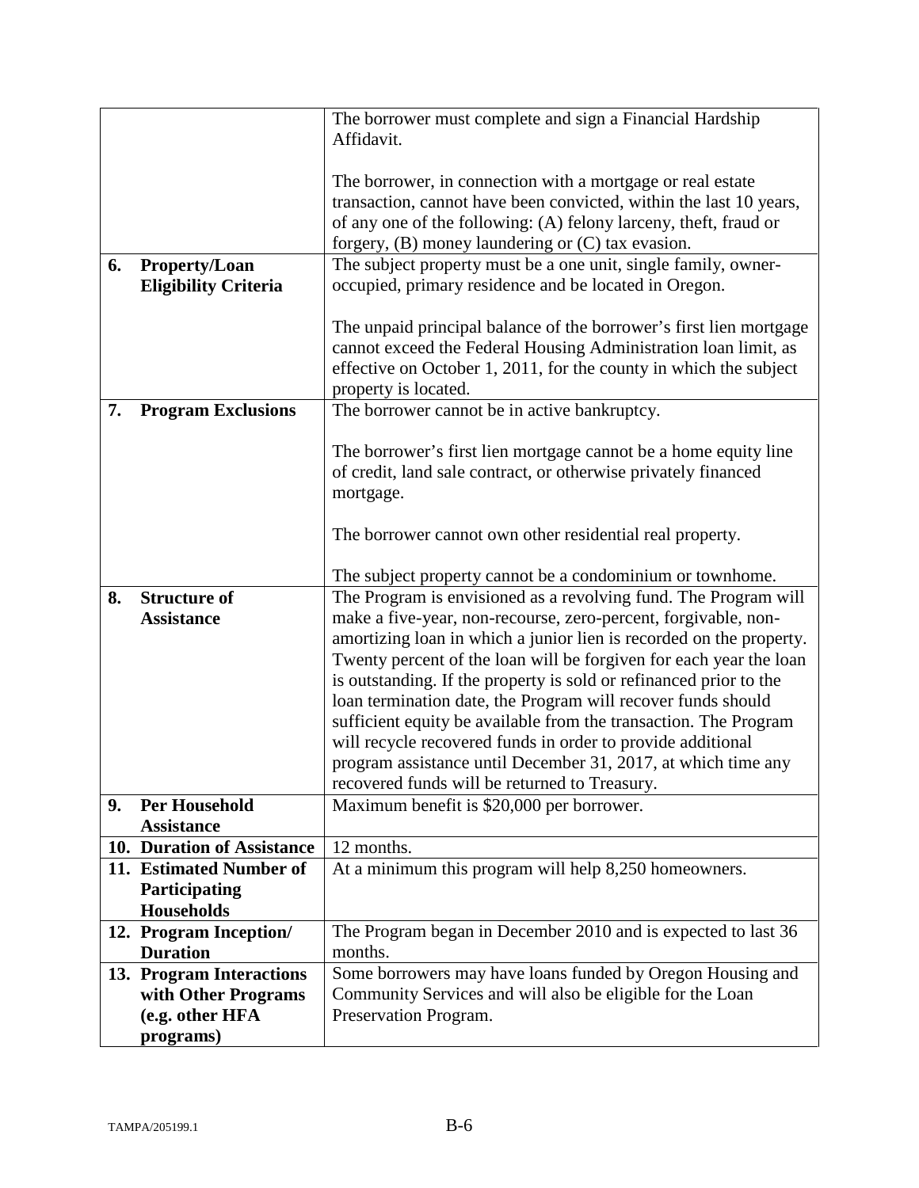| | |
|---|---|
| | The borrower must complete and sign a Financial Hardship Affidavit.<br><br>The borrower, in connection with a mortgage or real estate transaction, cannot have been convicted, within the last 10 years, of any one of the following: (A) felony larceny, theft, fraud or forgery, (B) money laundering or (C) tax evasion. |
| **6. Property/Loan Eligibility Criteria** | The subject property must be a one unit, single family, owner-occupied, primary residence and be located in Oregon.<br><br>The unpaid principal balance of the borrower's first lien mortgage cannot exceed the Federal Housing Administration loan limit, as effective on October 1, 2011, for the county in which the subject property is located. |
| **7. Program Exclusions** | The borrower cannot be in active bankruptcy.<br><br>The borrower's first lien mortgage cannot be a home equity line of credit, land sale contract, or otherwise privately financed mortgage.<br><br>The borrower cannot own other residential real property.<br><br>The subject property cannot be a condominium or townhome. |
| **8. Structure of Assistance** | The Program is envisioned as a revolving fund. The Program will make a five-year, non-recourse, zero-percent, forgivable, non-amortizing loan in which a junior lien is recorded on the property. Twenty percent of the loan will be forgiven for each year the loan is outstanding. If the property is sold or refinanced prior to the loan termination date, the Program will recover funds should sufficient equity be available from the transaction. The Program will recycle recovered funds in order to provide additional program assistance until December 31, 2017, at which time any recovered funds will be returned to Treasury. |
| **9. Per Household Assistance** | Maximum benefit is $20,000 per borrower. |
| **10. Duration of Assistance** | 12 months. |
| **11. Estimated Number of Participating Households** | At a minimum this program will help 8,250 homeowners. |
| **12. Program Inception/ Duration** | The Program began in December 2010 and is expected to last 36 months. |
| **13. Program Interactions with Other Programs (e.g. other HFA programs)** | Some borrowers may have loans funded by Oregon Housing and Community Services and will also be eligible for the Loan Preservation Program. |

TAMPA/205199.1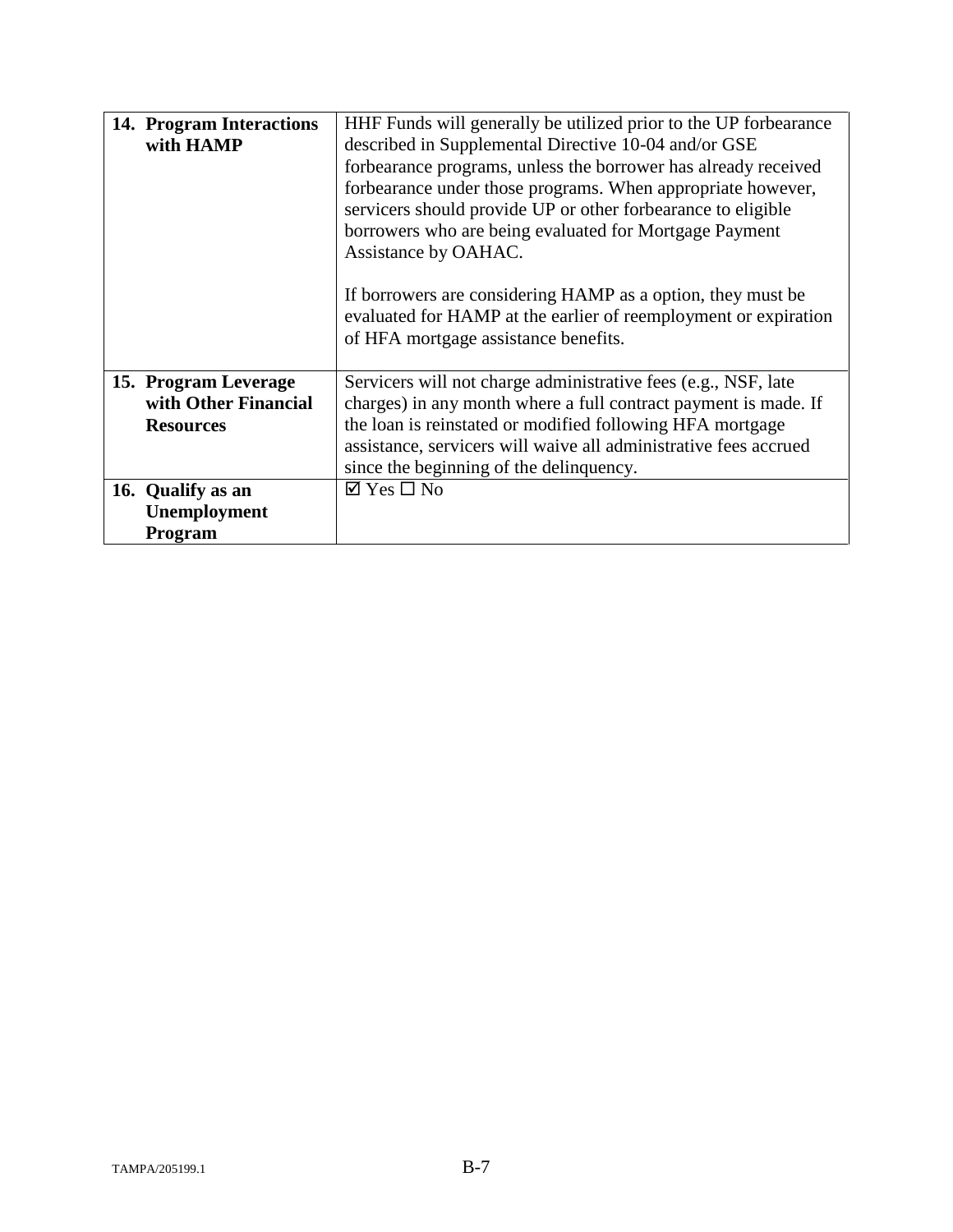| | |
|---|---|
| **14. Program Interactions with HAMP** | HHF Funds will generally be utilized prior to the UP forbearance described in Supplemental Directive 10-04 and/or GSE forbearance programs, unless the borrower has already received forbearance under those programs. When appropriate however, servicers should provide UP or other forbearance to eligible borrowers who are being evaluated for Mortgage Payment Assistance by OAHAC.<br><br>If borrowers are considering HAMP as a option, they must be evaluated for HAMP at the earlier of reemployment or expiration of HFA mortgage assistance benefits. |
| **15. Program Leverage with Other Financial Resources** | Servicers will not charge administrative fees (e.g., NSF, late charges) in any month where a full contract payment is made. If the loan is reinstated or modified following HFA mortgage assistance, servicers will waive all administrative fees accrued since the beginning of the delinquency. |
| **16. Qualify as an Unemployment Program** | ☑ Yes ☐ No |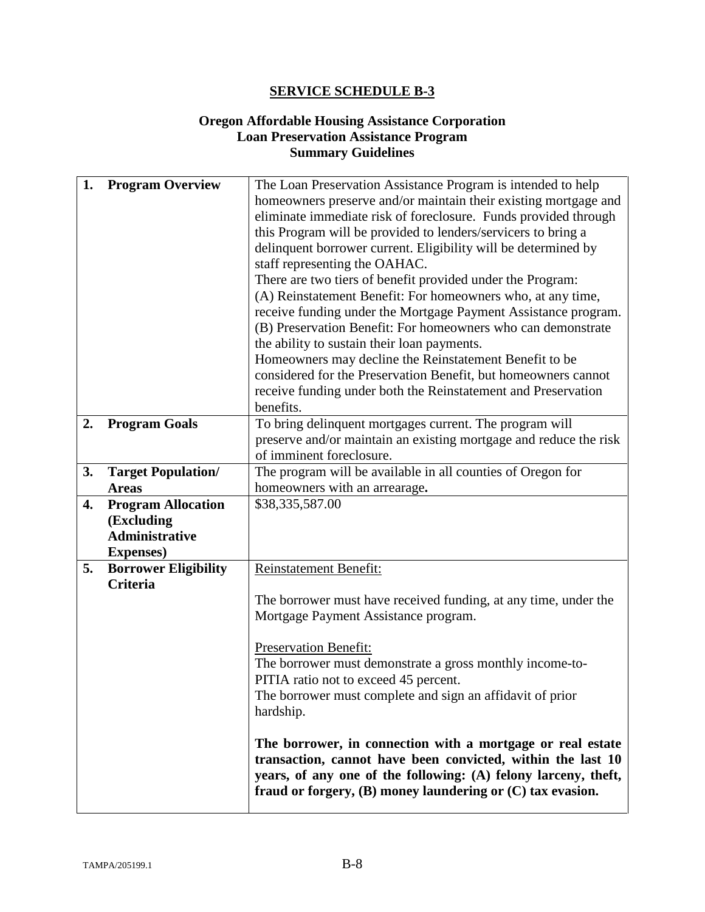# SERVICE SCHEDULE B-3

## Oregon Affordable Housing Assistance Corporation
## Loan Preservation Assistance Program
## Summary Guidelines

| | |
|---|---|
| **1. Program Overview** | The Loan Preservation Assistance Program is intended to help homeowners preserve and/or maintain their existing mortgage and eliminate immediate risk of foreclosure. Funds provided through this Program will be provided to lenders/servicers to bring a delinquent borrower current. Eligibility will be determined by staff representing the OAHAC.<br>There are two tiers of benefit provided under the Program:<br>(A) Reinstatement Benefit: For homeowners who, at any time, receive funding under the Mortgage Payment Assistance program.<br>(B) Preservation Benefit: For homeowners who can demonstrate the ability to sustain their loan payments.<br>Homeowners may decline the Reinstatement Benefit to be considered for the Preservation Benefit, but homeowners cannot receive funding under both the Reinstatement and Preservation benefits. |
| **2. Program Goals** | To bring delinquent mortgages current. The program will preserve and/or maintain an existing mortgage and reduce the risk of imminent foreclosure. |
| **3. Target Population/ Areas** | The program will be available in all counties of Oregon for homeowners with an arrearage**.** |
| **4. Program Allocation (Excluding Administrative Expenses)** | \$38,335,587.00 |
| **5. Borrower Eligibility Criteria** | Reinstatement Benefit:<br><br>The borrower must have received funding, at any time, under the Mortgage Payment Assistance program.<br><br>Preservation Benefit:<br>The borrower must demonstrate a gross monthly income-to-PITIA ratio not to exceed 45 percent.<br>The borrower must complete and sign an affidavit of prior hardship.<br><br>**The borrower, in connection with a mortgage or real estate transaction, cannot have been convicted, within the last 10 years, of any one of the following: (A) felony larceny, theft, fraud or forgery, (B) money laundering or (C) tax evasion.** |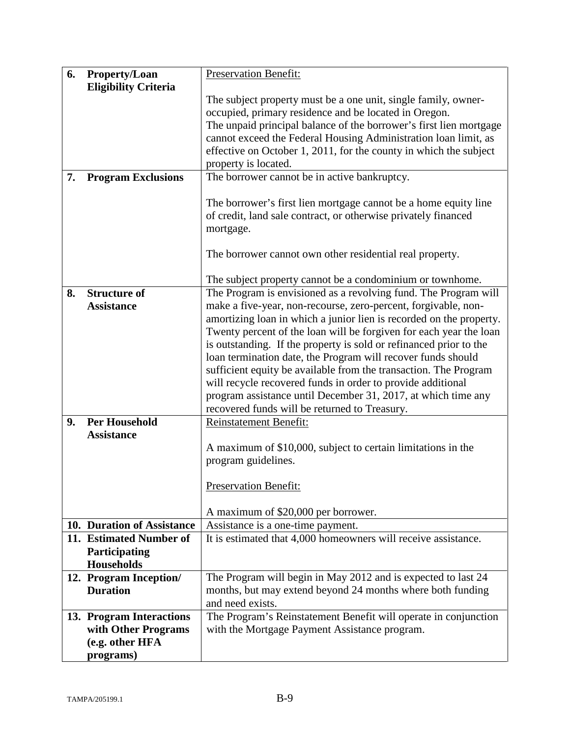| | | |
|---|---|---|
| 6. | **Property/Loan Eligibility Criteria** | Preservation Benefit:<br><br>The subject property must be a one unit, single family, owner-occupied, primary residence and be located in Oregon.<br>The unpaid principal balance of the borrower's first lien mortgage cannot exceed the Federal Housing Administration loan limit, as effective on October 1, 2011, for the county in which the subject property is located. |
| 7. | **Program Exclusions** | The borrower cannot be in active bankruptcy.<br><br>The borrower's first lien mortgage cannot be a home equity line of credit, land sale contract, or otherwise privately financed mortgage.<br><br>The borrower cannot own other residential real property.<br><br>The subject property cannot be a condominium or townhome. |
| 8. | **Structure of Assistance** | The Program is envisioned as a revolving fund. The Program will make a five-year, non-recourse, zero-percent, forgivable, non-amortizing loan in which a junior lien is recorded on the property. Twenty percent of the loan will be forgiven for each year the loan is outstanding. If the property is sold or refinanced prior to the loan termination date, the Program will recover funds should sufficient equity be available from the transaction. The Program will recycle recovered funds in order to provide additional program assistance until December 31, 2017, at which time any recovered funds will be returned to Treasury. |
| 9. | **Per Household Assistance** | Reinstatement Benefit:<br><br>A maximum of $10,000, subject to certain limitations in the program guidelines.<br><br>Preservation Benefit:<br><br>A maximum of $20,000 per borrower. |
| 10. | **Duration of Assistance** | Assistance is a one-time payment. |
| 11. | **Estimated Number of Participating Households** | It is estimated that 4,000 homeowners will receive assistance. |
| 12. | **Program Inception/ Duration** | The Program will begin in May 2012 and is expected to last 24 months, but may extend beyond 24 months where both funding and need exists. |
| 13. | **Program Interactions with Other Programs (e.g. other HFA programs)** | The Program's Reinstatement Benefit will operate in conjunction with the Mortgage Payment Assistance program. |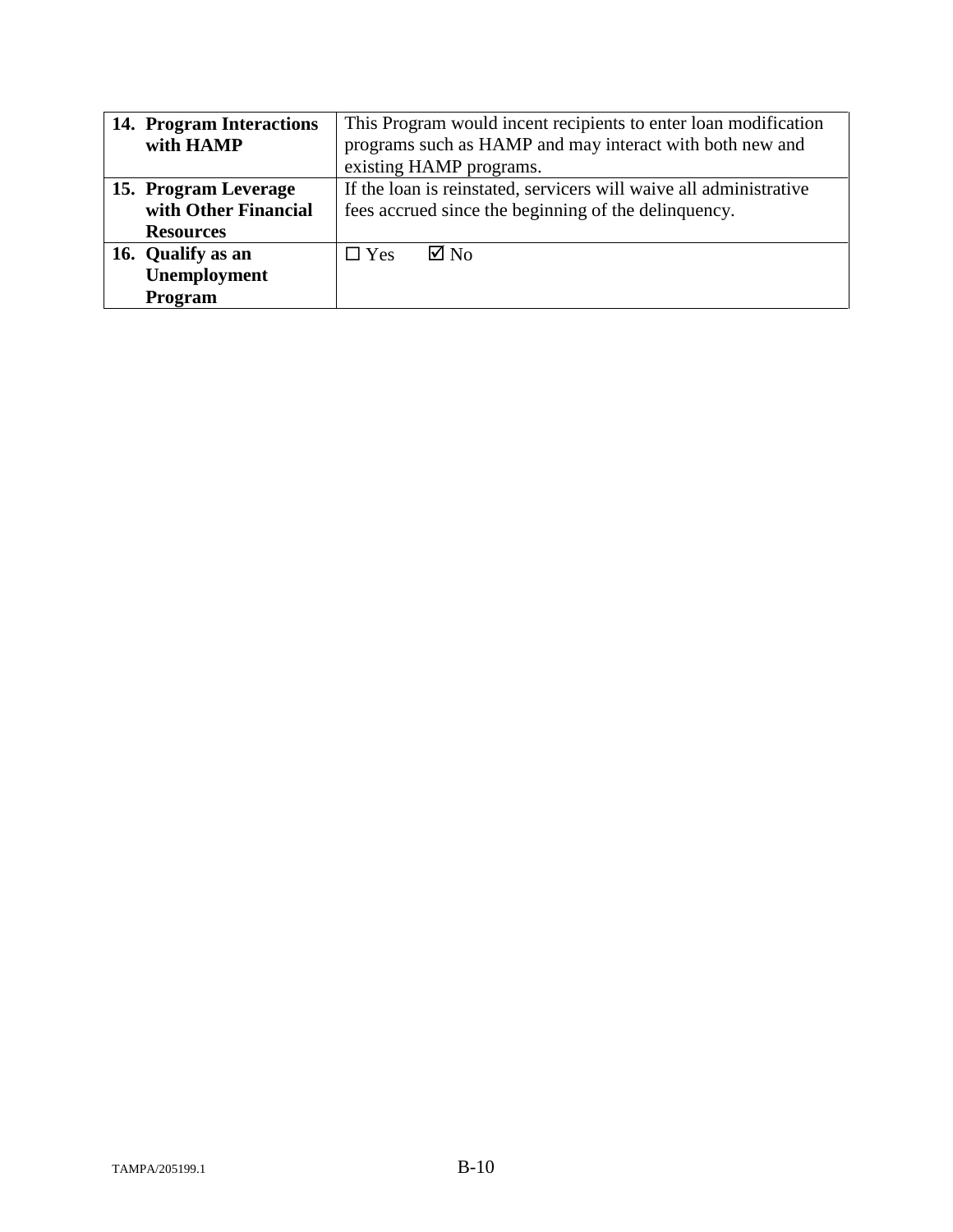| | |
|---|---|
| **14. Program Interactions with HAMP** | This Program would incent recipients to enter loan modification programs such as HAMP and may interact with both new and existing HAMP programs. |
| **15. Program Leverage with Other Financial Resources** | If the loan is reinstated, servicers will waive all administrative fees accrued since the beginning of the delinquency. |
| **16. Qualify as an Unemployment Program** | ☐ Yes ☑ No |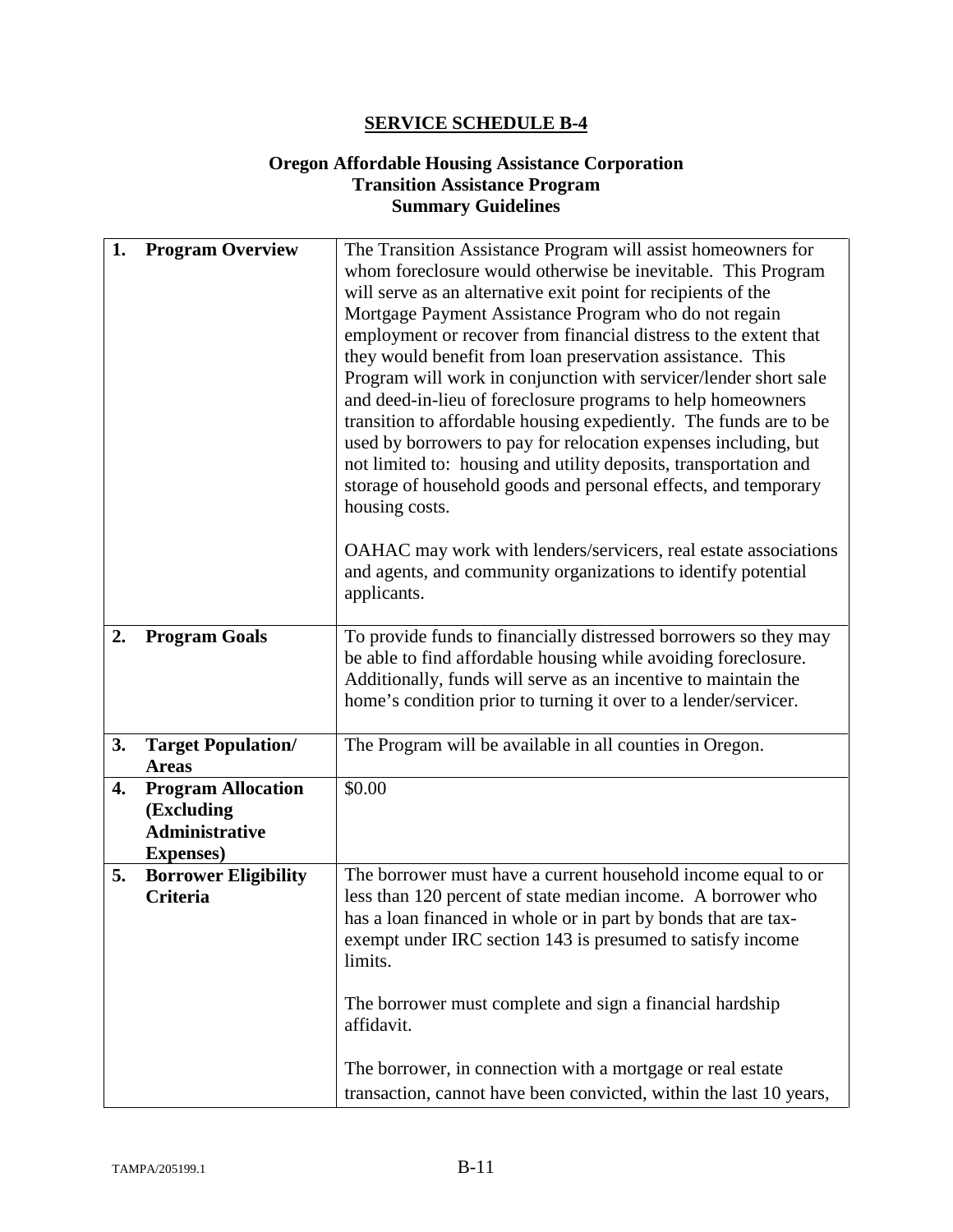# SERVICE SCHEDULE B-4

## Oregon Affordable Housing Assistance Corporation
## Transition Assistance Program
## Summary Guidelines

| | |
|---|---|
| **1. Program Overview** | The Transition Assistance Program will assist homeowners for whom foreclosure would otherwise be inevitable. This Program will serve as an alternative exit point for recipients of the Mortgage Payment Assistance Program who do not regain employment or recover from financial distress to the extent that they would benefit from loan preservation assistance. This Program will work in conjunction with servicer/lender short sale and deed-in-lieu of foreclosure programs to help homeowners transition to affordable housing expediently. The funds are to be used by borrowers to pay for relocation expenses including, but not limited to: housing and utility deposits, transportation and storage of household goods and personal effects, and temporary housing costs.<br><br>OAHAC may work with lenders/servicers, real estate associations and agents, and community organizations to identify potential applicants. |
| **2. Program Goals** | To provide funds to financially distressed borrowers so they may be able to find affordable housing while avoiding foreclosure. Additionally, funds will serve as an incentive to maintain the home's condition prior to turning it over to a lender/servicer. |
| **3. Target Population/ Areas** | The Program will be available in all counties in Oregon. |
| **4. Program Allocation (Excluding Administrative Expenses)** | $0.00 |
| **5. Borrower Eligibility Criteria** | The borrower must have a current household income equal to or less than 120 percent of state median income. A borrower who has a loan financed in whole or in part by bonds that are tax-exempt under IRC section 143 is presumed to satisfy income limits.<br><br>The borrower must complete and sign a financial hardship affidavit.<br><br>The borrower, in connection with a mortgage or real estate transaction, cannot have been convicted, within the last 10 years, |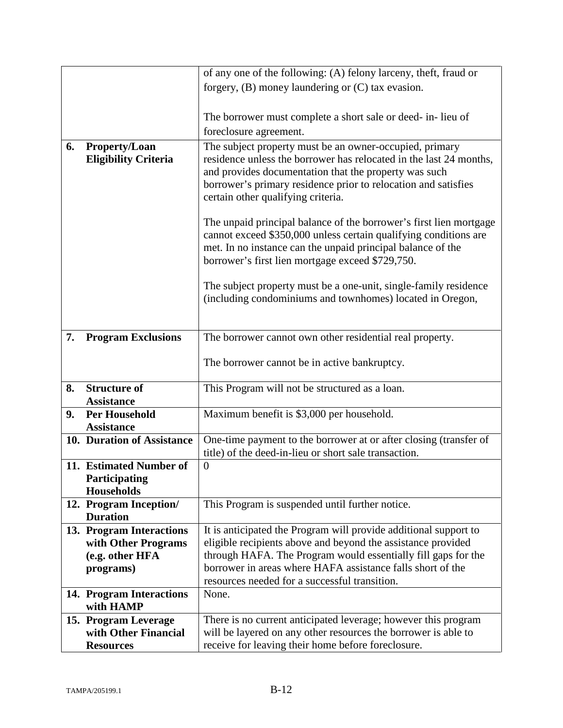| | |
|---|---|
| | of any one of the following: (A) felony larceny, theft, fraud or forgery, (B) money laundering or (C) tax evasion.<br><br>The borrower must complete a short sale or deed- in- lieu of foreclosure agreement. |
| **6. Property/Loan Eligibility Criteria** | The subject property must be an owner-occupied, primary residence unless the borrower has relocated in the last 24 months, and provides documentation that the property was such borrower's primary residence prior to relocation and satisfies certain other qualifying criteria.<br><br>The unpaid principal balance of the borrower's first lien mortgage cannot exceed $350,000 unless certain qualifying conditions are met. In no instance can the unpaid principal balance of the borrower's first lien mortgage exceed $729,750.<br><br>The subject property must be a one-unit, single-family residence (including condominiums and townhomes) located in Oregon, |
| **7. Program Exclusions** | The borrower cannot own other residential real property.<br><br>The borrower cannot be in active bankruptcy. |
| **8. Structure of Assistance** | This Program will not be structured as a loan. |
| **9. Per Household Assistance** | Maximum benefit is $3,000 per household. |
| **10. Duration of Assistance** | One-time payment to the borrower at or after closing (transfer of title) of the deed-in-lieu or short sale transaction. |
| **11. Estimated Number of Participating Households** | 0 |
| **12. Program Inception/ Duration** | This Program is suspended until further notice. |
| **13. Program Interactions with Other Programs (e.g. other HFA programs)** | It is anticipated the Program will provide additional support to eligible recipients above and beyond the assistance provided through HAFA. The Program would essentially fill gaps for the borrower in areas where HAFA assistance falls short of the resources needed for a successful transition. |
| **14. Program Interactions with HAMP** | None. |
| **15. Program Leverage with Other Financial Resources** | There is no current anticipated leverage; however this program will be layered on any other resources the borrower is able to receive for leaving their home before foreclosure. |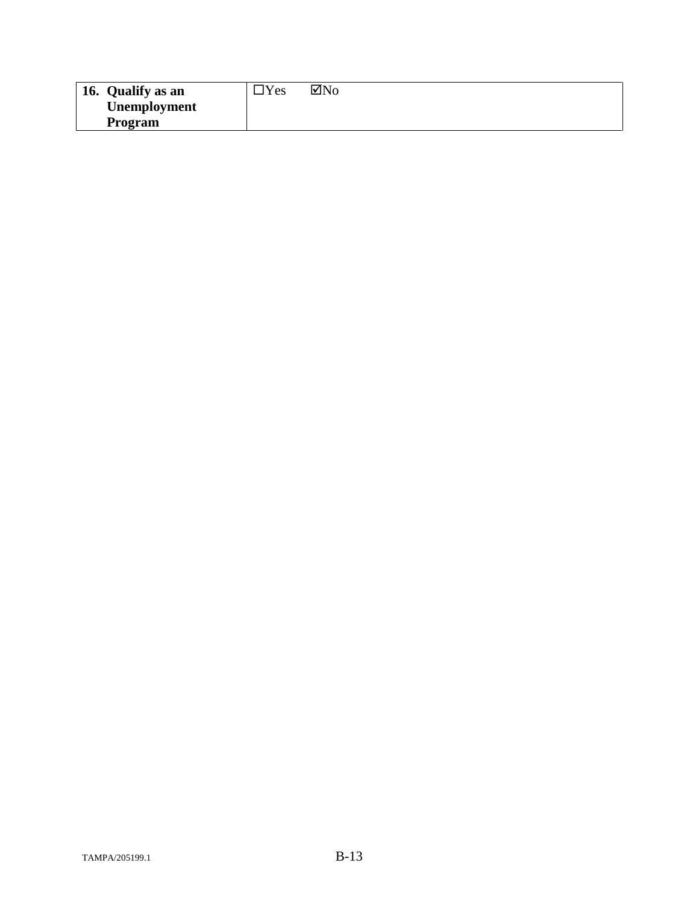| | |
|---|---|
| **16. Qualify as an Unemployment Program** | ☐Yes ☑No |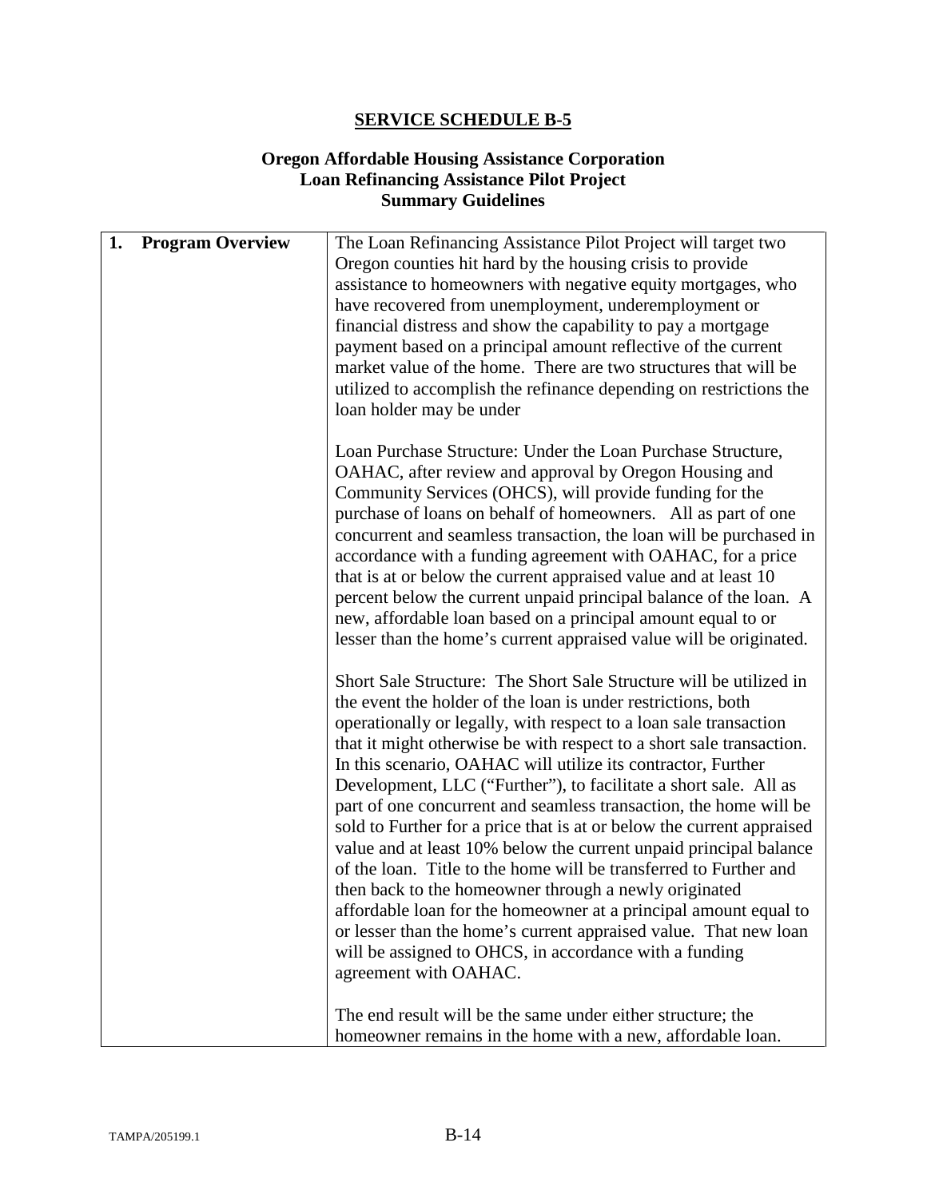# SERVICE SCHEDULE B-5

**Oregon Affordable Housing Assistance Corporation**
**Loan Refinancing Assistance Pilot Project**
**Summary Guidelines**

| | |
|---|---|
| **1. Program Overview** | The Loan Refinancing Assistance Pilot Project will target two Oregon counties hit hard by the housing crisis to provide assistance to homeowners with negative equity mortgages, who have recovered from unemployment, underemployment or financial distress and show the capability to pay a mortgage payment based on a principal amount reflective of the current market value of the home. There are two structures that will be utilized to accomplish the refinance depending on restrictions the loan holder may be under<br><br>Loan Purchase Structure: Under the Loan Purchase Structure, OAHAC, after review and approval by Oregon Housing and Community Services (OHCS), will provide funding for the purchase of loans on behalf of homeowners. All as part of one concurrent and seamless transaction, the loan will be purchased in accordance with a funding agreement with OAHAC, for a price that is at or below the current appraised value and at least 10 percent below the current unpaid principal balance of the loan. A new, affordable loan based on a principal amount equal to or lesser than the home's current appraised value will be originated.<br><br>Short Sale Structure: The Short Sale Structure will be utilized in the event the holder of the loan is under restrictions, both operationally or legally, with respect to a loan sale transaction that it might otherwise be with respect to a short sale transaction. In this scenario, OAHAC will utilize its contractor, Further Development, LLC ("Further"), to facilitate a short sale. All as part of one concurrent and seamless transaction, the home will be sold to Further for a price that is at or below the current appraised value and at least 10% below the current unpaid principal balance of the loan. Title to the home will be transferred to Further and then back to the homeowner through a newly originated affordable loan for the homeowner at a principal amount equal to or lesser than the home's current appraised value. That new loan will be assigned to OHCS, in accordance with a funding agreement with OAHAC.<br><br>The end result will be the same under either structure; the homeowner remains in the home with a new, affordable loan. |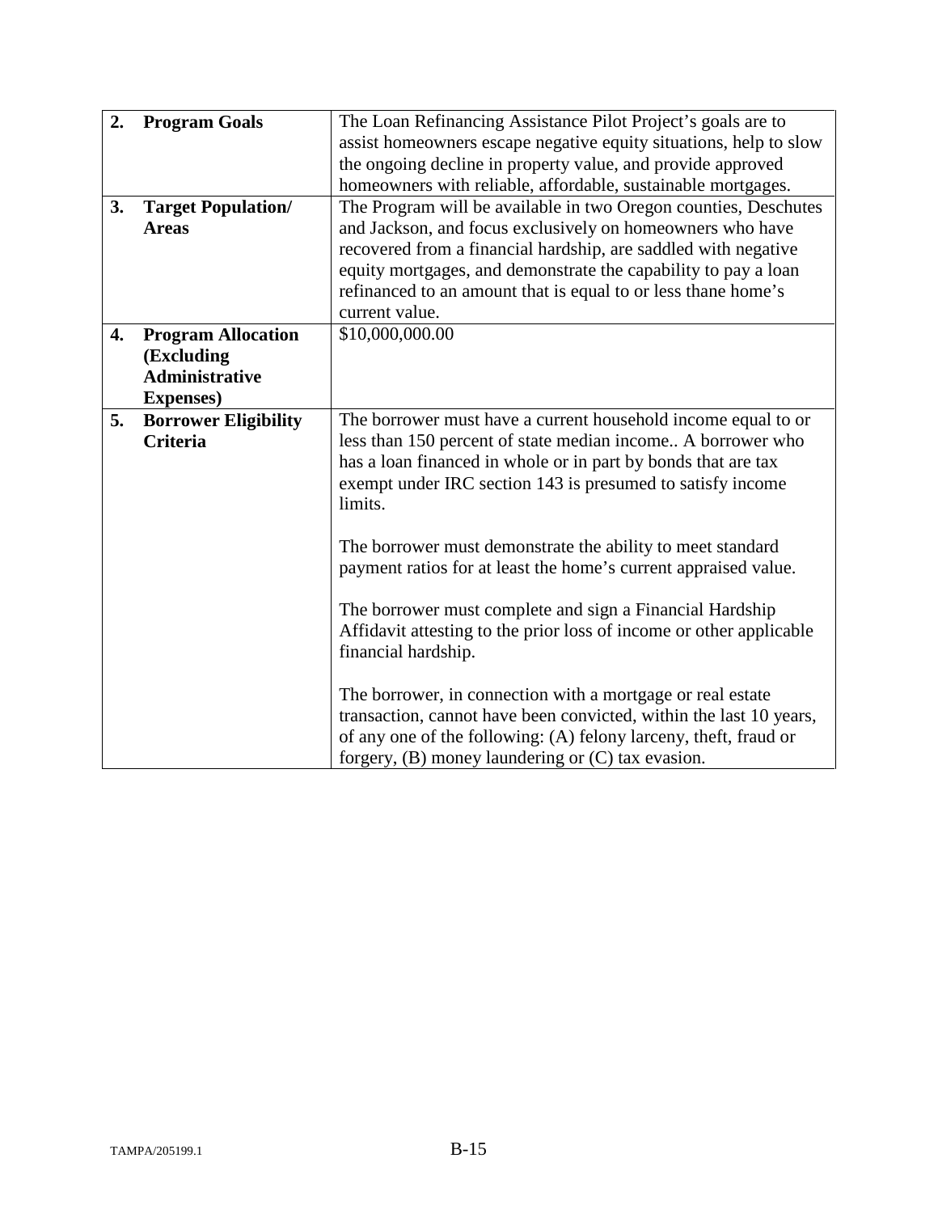| | | |
|---|---|---|
| 2. | **Program Goals** | The Loan Refinancing Assistance Pilot Project's goals are to assist homeowners escape negative equity situations, help to slow the ongoing decline in property value, and provide approved homeowners with reliable, affordable, sustainable mortgages. |
| 3. | **Target Population/ Areas** | The Program will be available in two Oregon counties, Deschutes and Jackson, and focus exclusively on homeowners who have recovered from a financial hardship, are saddled with negative equity mortgages, and demonstrate the capability to pay a loan refinanced to an amount that is equal to or less thane home's current value. |
| 4. | **Program Allocation (Excluding Administrative Expenses)** | $10,000,000.00 |
| 5. | **Borrower Eligibility Criteria** | The borrower must have a current household income equal to or less than 150 percent of state median income.. A borrower who has a loan financed in whole or in part by bonds that are tax exempt under IRC section 143 is presumed to satisfy income limits.<br><br>The borrower must demonstrate the ability to meet standard payment ratios for at least the home's current appraised value.<br><br>The borrower must complete and sign a Financial Hardship Affidavit attesting to the prior loss of income or other applicable financial hardship.<br><br>The borrower, in connection with a mortgage or real estate transaction, cannot have been convicted, within the last 10 years, of any one of the following: (A) felony larceny, theft, fraud or forgery, (B) money laundering or (C) tax evasion. |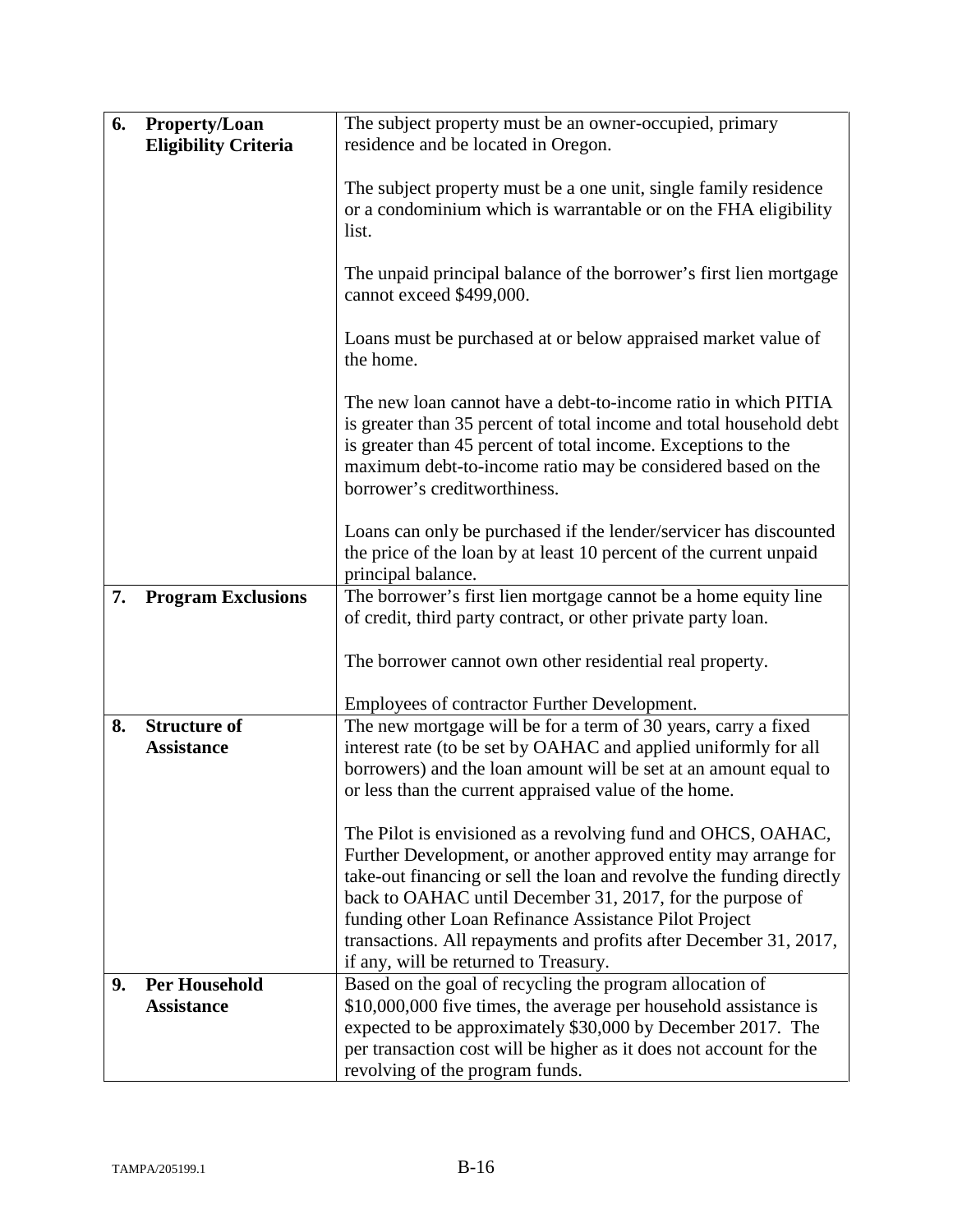| | | |
|---|---|---|
| 6. | **Property/Loan Eligibility Criteria** | The subject property must be an owner-occupied, primary residence and be located in Oregon.<br><br>The subject property must be a one unit, single family residence or a condominium which is warrantable or on the FHA eligibility list.<br><br>The unpaid principal balance of the borrower's first lien mortgage cannot exceed $499,000.<br><br>Loans must be purchased at or below appraised market value of the home.<br><br>The new loan cannot have a debt-to-income ratio in which PITIA is greater than 35 percent of total income and total household debt is greater than 45 percent of total income. Exceptions to the maximum debt-to-income ratio may be considered based on the borrower's creditworthiness.<br><br>Loans can only be purchased if the lender/servicer has discounted the price of the loan by at least 10 percent of the current unpaid principal balance. |
| 7. | **Program Exclusions** | The borrower's first lien mortgage cannot be a home equity line of credit, third party contract, or other private party loan.<br><br>The borrower cannot own other residential real property.<br><br>Employees of contractor Further Development. |
| 8. | **Structure of Assistance** | The new mortgage will be for a term of 30 years, carry a fixed interest rate (to be set by OAHAC and applied uniformly for all borrowers) and the loan amount will be set at an amount equal to or less than the current appraised value of the home.<br><br>The Pilot is envisioned as a revolving fund and OHCS, OAHAC, Further Development, or another approved entity may arrange for take-out financing or sell the loan and revolve the funding directly back to OAHAC until December 31, 2017, for the purpose of funding other Loan Refinance Assistance Pilot Project transactions. All repayments and profits after December 31, 2017, if any, will be returned to Treasury. |
| 9. | **Per Household Assistance** | Based on the goal of recycling the program allocation of $10,000,000 five times, the average per household assistance is expected to be approximately $30,000 by December 2017. The per transaction cost will be higher as it does not account for the revolving of the program funds. |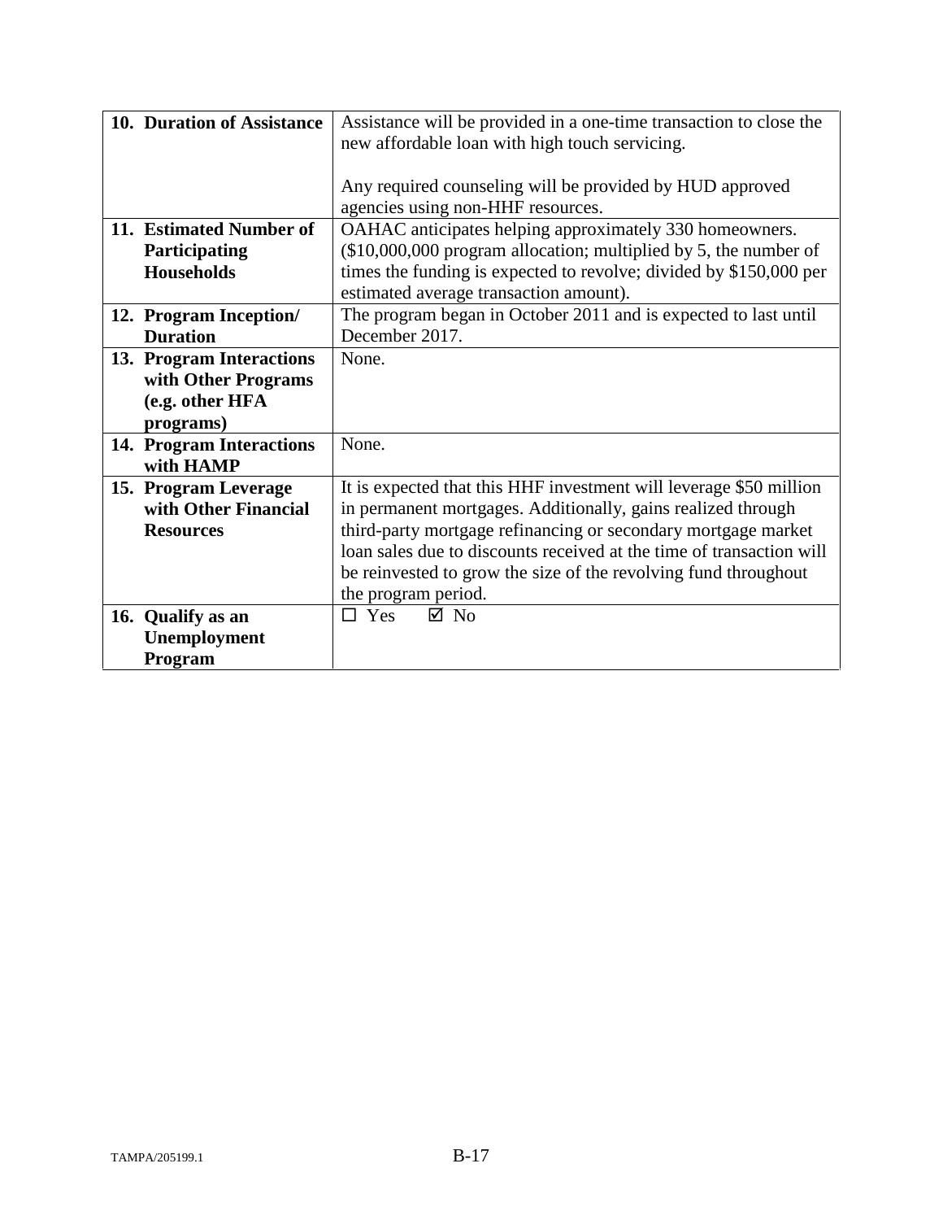| | |
|---|---|
| **10. Duration of Assistance** | Assistance will be provided in a one-time transaction to close the new affordable loan with high touch servicing.<br><br>Any required counseling will be provided by HUD approved agencies using non-HHF resources. |
| **11. Estimated Number of Participating Households** | OAHAC anticipates helping approximately 330 homeowners. ($10,000,000 program allocation; multiplied by 5, the number of times the funding is expected to revolve; divided by $150,000 per estimated average transaction amount). |
| **12. Program Inception/ Duration** | The program began in October 2011 and is expected to last until December 2017. |
| **13. Program Interactions with Other Programs (e.g. other HFA programs)** | None. |
| **14. Program Interactions with HAMP** | None. |
| **15. Program Leverage with Other Financial Resources** | It is expected that this HHF investment will leverage $50 million in permanent mortgages. Additionally, gains realized through third-party mortgage refinancing or secondary mortgage market loan sales due to discounts received at the time of transaction will be reinvested to grow the size of the revolving fund throughout the program period. |
| **16. Qualify as an Unemployment Program** | ☐ Yes ☑ No |